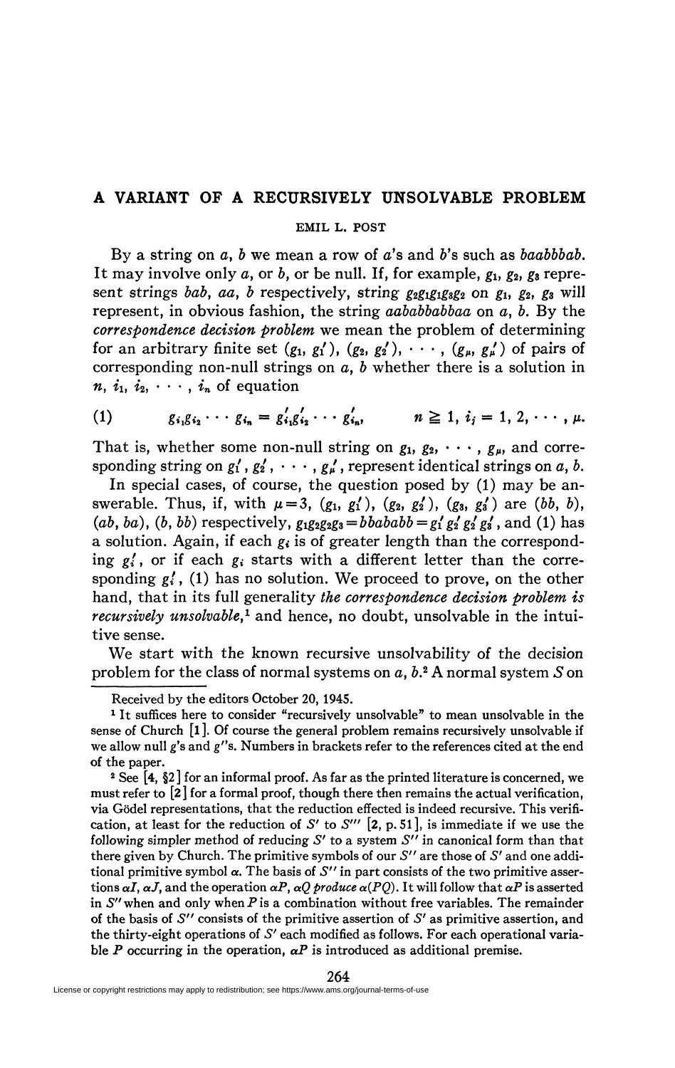# A VARIANT OF A RECURSIVELY UNSOLVABLE PROBLEM

EMIL L. POST

By a string on $a$, $b$ we mean a row of $a$'s and $b$'s such as $baabbbab$. It may involve only $a$, or $b$, or be null. If, for example, $g_1$, $g_2$, $g_3$ represent strings $bab$, $aa$, $b$ respectively, string $g_2g_1g_1g_3g_2$ on $g_1$, $g_2$, $g_3$ will represent, in obvious fashion, the string $aababbabbaa$ on $a$, $b$. By the *correspondence decision problem* we mean the problem of determining for an arbitrary finite set $(g_1, g_1')$, $(g_2, g_2')$, $\cdots$, $(g_\mu, g_\mu')$ of pairs of corresponding non-null strings on $a$, $b$ whether there is a solution in $n$, $i_1$, $i_2$, $\cdots$, $i_n$ of equation

$$(1) \qquad g_{i_1}g_{i_2}\cdots g_{i_n} = g'_{i_1}g'_{i_2}\cdots g'_{i_n}, \qquad n \geqq 1,\ i_j = 1, 2, \cdots, \mu.$$

That is, whether some non-null string on $g_1$, $g_2$, $\cdots$, $g_\mu$, and corresponding string on $g_1'$, $g_2'$, $\cdots$, $g_\mu'$, represent identical strings on $a$, $b$.

In special cases, of course, the question posed by (1) may be answerable. Thus, if, with $\mu = 3$, $(g_1, g_1')$, $(g_2, g_2')$, $(g_3, g_3')$ are $(bb, b)$, $(ab, ba)$, $(b, bb)$ respectively, $g_1g_2g_2g_3 = bbababb = g_1'g_2'g_2'g_3'$, and (1) has a solution. Again, if each $g_i$ is of greater length than the corresponding $g_i'$, or if each $g_i$ starts with a different letter than the corresponding $g_i'$, (1) has no solution. We proceed to prove, on the other hand, that in its full generality *the correspondence decision problem is recursively unsolvable*,[1] and hence, no doubt, unsolvable in the intuitive sense.

We start with the known recursive unsolvability of the decision problem for the class of normal systems on $a$, $b$.[2] A normal system $S$ on

---

Received by the editors October 20, 1945.

[1] It suffices here to consider "recursively unsolvable" to mean unsolvable in the sense of Church [1]. Of course the general problem remains recursively unsolvable if we allow null $g$'s and $g'$'s. Numbers in brackets refer to the references cited at the end of the paper.

[2] See [4, §2] for an informal proof. As far as the printed literature is concerned, we must refer to [2] for a formal proof, though there then remains the actual verification, via Gödel representations, that the reduction effected is indeed recursive. This verification, at least for the reduction of $S'$ to $S'''$ [2, p. 51], is immediate if we use the following simpler method of reducing $S'$ to a system $S''$ in canonical form than that there given by Church. The primitive symbols of our $S''$ are those of $S'$ and one additional primitive symbol $\alpha$. The basis of $S''$ in part consists of the two primitive assertions $\alpha I$, $\alpha J$, and the operation $\alpha P$, $\alpha Q$ *produce* $\alpha(PQ)$. It will follow that $\alpha P$ is asserted in $S''$ when and only when $P$ is a combination without free variables. The remainder of the basis of $S''$ consists of the primitive assertion of $S'$ as primitive assertion, and the thirty-eight operations of $S'$ each modified as follows. For each operational variable $P$ occurring in the operation, $\alpha P$ is introduced as additional premise.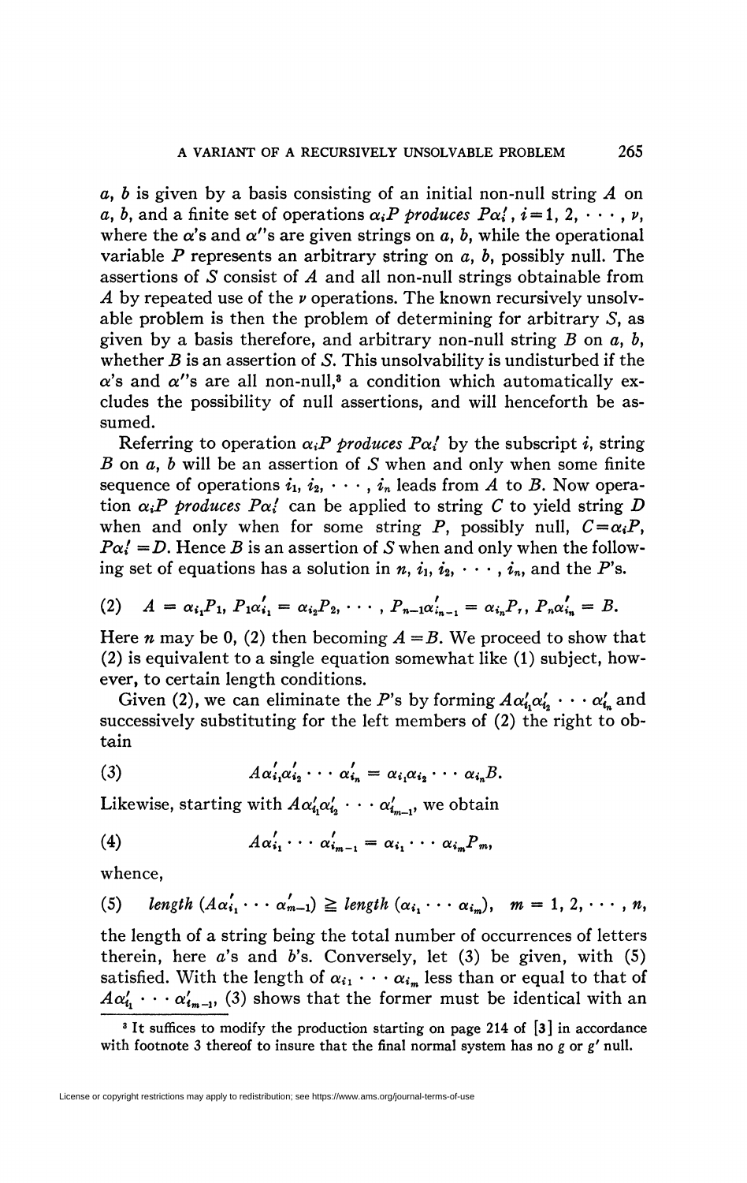$a$, $b$ is given by a basis consisting of an initial non-null string $A$ on $a$, $b$, and a finite set of operations $\alpha_i P$ *produces* $P\alpha_i'$, $i = 1, 2, \cdots, \nu$, where the $\alpha$'s and $\alpha'$'s are given strings on $a$, $b$, while the operational variable $P$ represents an arbitrary string on $a$, $b$, possibly null. The assertions of $S$ consist of $A$ and all non-null strings obtainable from $A$ by repeated use of the $\nu$ operations. The known recursively unsolvable problem is then the problem of determining for arbitrary $S$, as given by a basis therefore, and arbitrary non-null string $B$ on $a$, $b$, whether $B$ is an assertion of $S$. This unsolvability is undisturbed if the $\alpha$'s and $\alpha'$'s are all non-null,[3] a condition which automatically excludes the possibility of null assertions, and will henceforth be assumed.

Referring to operation $\alpha_i P$ *produces* $P\alpha_i'$ by the subscript $i$, string $B$ on $a$, $b$ will be an assertion of $S$ when and only when some finite sequence of operations $i_1, i_2, \cdots, i_n$ leads from $A$ to $B$. Now operation $\alpha_i P$ *produces* $P\alpha_i'$ can be applied to string $C$ to yield string $D$ when and only when for some string $P$, possibly null, $C = \alpha_i P$, $P\alpha_i' = D$. Hence $B$ is an assertion of $S$ when and only when the following set of equations has a solution in $n, i_1, i_2, \cdots, i_n$, and the $P$'s.

$$(2) \quad A = \alpha_{i_1} P_1, \; P_1 \alpha_{i_1}' = \alpha_{i_2} P_2, \; \cdots, \; P_{n-1}\alpha_{i_{n-1}}' = \alpha_{i_n} P_r, \; P_n \alpha_{i_n}' = B.$$

Here $n$ may be 0, (2) then becoming $A = B$. We proceed to show that (2) is equivalent to a single equation somewhat like (1) subject, however, to certain length conditions.

Given (2), we can eliminate the $P$'s by forming $A\alpha_{i_1}'\alpha_{i_2}' \cdots \alpha_{i_n}'$ and successively substituting for the left members of (2) the right to obtain

$$(3) \qquad A\alpha_{i_1}'\alpha_{i_2}' \cdots \alpha_{i_n}' = \alpha_{i_1}\alpha_{i_2} \cdots \alpha_{i_n} B.$$

Likewise, starting with $A\alpha_{i_1}'\alpha_{i_2}' \cdots \alpha_{i_{m-1}}'$, we obtain

$$(4) \qquad A\alpha_{i_1}' \cdots \alpha_{i_{m-1}}' = \alpha_{i_1} \cdots \alpha_{i_m} P_m,$$

whence,

$$(5) \quad \textit{length}\, (A\alpha_{i_1}' \cdots \alpha_{m-1}') \geqq \textit{length}\, (\alpha_{i_1} \cdots \alpha_{i_m}), \quad m = 1, 2, \cdots, n,$$

the length of a string being the total number of occurrences of letters therein, here $a$'s and $b$'s. Conversely, let (3) be given, with (5) satisfied. With the length of $\alpha_{i_1} \cdots \alpha_{i_m}$ less than or equal to that of $A\alpha_{i_1}' \cdots \alpha_{i_{m-1}}'$, (3) shows that the former must be identical with an

[3] It suffices to modify the production starting on page 214 of [3] in accordance with footnote 3 thereof to insure that the final normal system has no $g$ or $g'$ null.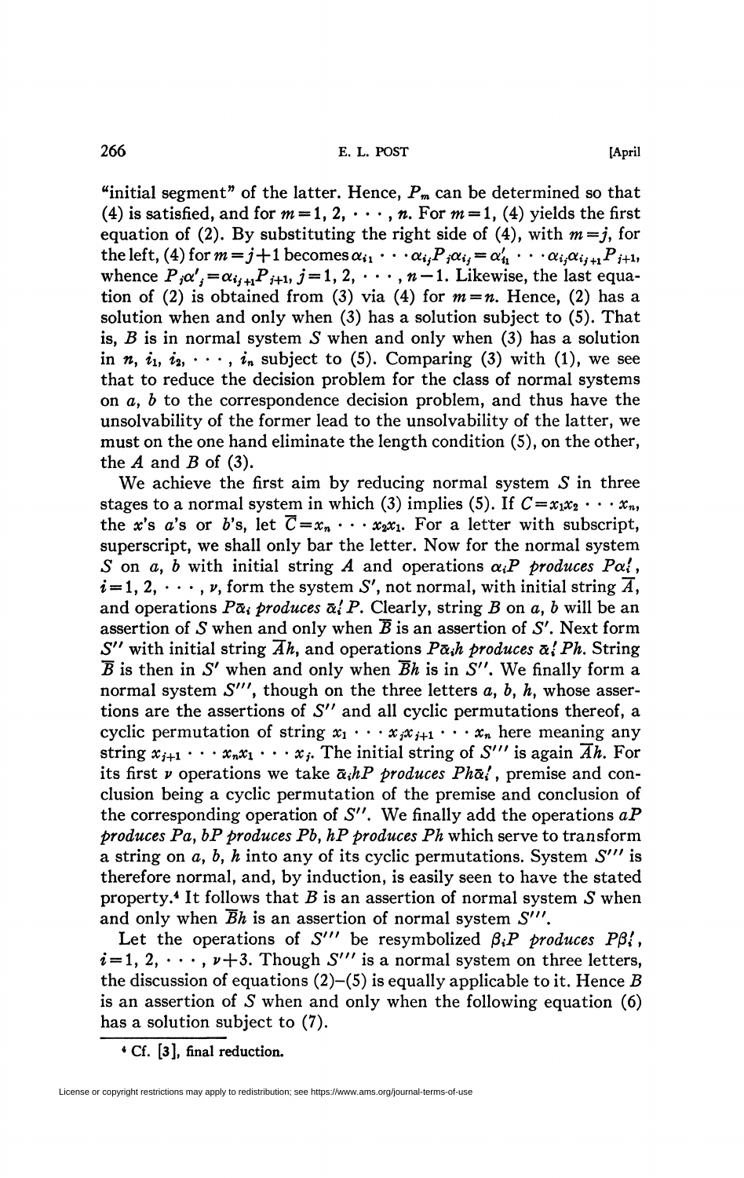"initial segment" of the latter. Hence, $P_m$ can be determined so that (4) is satisfied, and for $m=1, 2, \cdots, n$. For $m=1$, (4) yields the first equation of (2). By substituting the right side of (4), with $m=j$, for the left, (4) for $m=j+1$ becomes $\alpha_{i_1} \cdots \alpha_{i_j} P_j \alpha_{i_j} = \alpha'_{i_1} \cdots \alpha_{i_j} \alpha_{i_{j+1}} P_{j+1}$, whence $P_j \alpha'_j = \alpha_{i_{j+1}} P_{j+1}$, $j=1, 2, \cdots, n-1$. Likewise, the last equation of (2) is obtained from (3) via (4) for $m=n$. Hence, (2) has a solution when and only when (3) has a solution subject to (5). That is, $B$ is in normal system $S$ when and only when (3) has a solution in $n, i_1, i_2, \cdots, i_n$ subject to (5). Comparing (3) with (1), we see that to reduce the decision problem for the class of normal systems on $a$, $b$ to the correspondence decision problem, and thus have the unsolvability of the former lead to the unsolvability of the latter, we must on the one hand eliminate the length condition (5), on the other, the $A$ and $B$ of (3).

We achieve the first aim by reducing normal system $S$ in three stages to a normal system in which (3) implies (5). If $C=x_1x_2 \cdots x_n$, the $x$'s $a$'s or $b$'s, let $\overline{C}=x_n \cdots x_2x_1$. For a letter with subscript, superscript, we shall only bar the letter. Now for the normal system $S$ on $a$, $b$ with initial string $A$ and operations $\alpha_i P$ *produces* $P\alpha'_i$, $i=1, 2, \cdots, \nu$, form the system $S'$, not normal, with initial string $\overline{A}$, and operations $P\bar{\alpha}_i$ *produces* $\bar{\alpha}'_i P$. Clearly, string $B$ on $a$, $b$ will be an assertion of $S$ when and only when $\overline{B}$ is an assertion of $S'$. Next form $S''$ with initial string $\overline{A}h$, and operations $P\bar{\alpha}_i h$ *produces* $\bar{\alpha}'_i Ph$. String $\overline{B}$ is then in $S'$ when and only when $\overline{B}h$ is in $S''$. We finally form a normal system $S'''$, though on the three letters $a$, $b$, $h$, whose assertions are the assertions of $S''$ and all cyclic permutations thereof, a cyclic permutation of string $x_1 \cdots x_j x_{j+1} \cdots x_n$ here meaning any string $x_{j+1} \cdots x_n x_1 \cdots x_j$. The initial string of $S'''$ is again $\overline{A}h$. For its first $\nu$ operations we take $\bar{\alpha}_i hP$ *produces* $Ph\bar{\alpha}'_i$, premise and conclusion being a cyclic permutation of the premise and conclusion of the corresponding operation of $S''$. We finally add the operations $aP$ *produces* $Pa$, $bP$ *produces* $Pb$, $hP$ *produces* $Ph$ which serve to transform a string on $a$, $b$, $h$ into any of its cyclic permutations. System $S'''$ is therefore normal, and, by induction, is easily seen to have the stated property.[4] It follows that $B$ is an assertion of normal system $S$ when and only when $\overline{B}h$ is an assertion of normal system $S'''$.

Let the operations of $S'''$ be resymbolized $\beta_i P$ *produces* $P\beta'_i$, $i=1, 2, \cdots, \nu+3$. Though $S'''$ is a normal system on three letters, the discussion of equations (2)–(5) is equally applicable to it. Hence $B$ is an assertion of $S$ when and only when the following equation (6) has a solution subject to (7).

---

[4] Cf. [3], final reduction.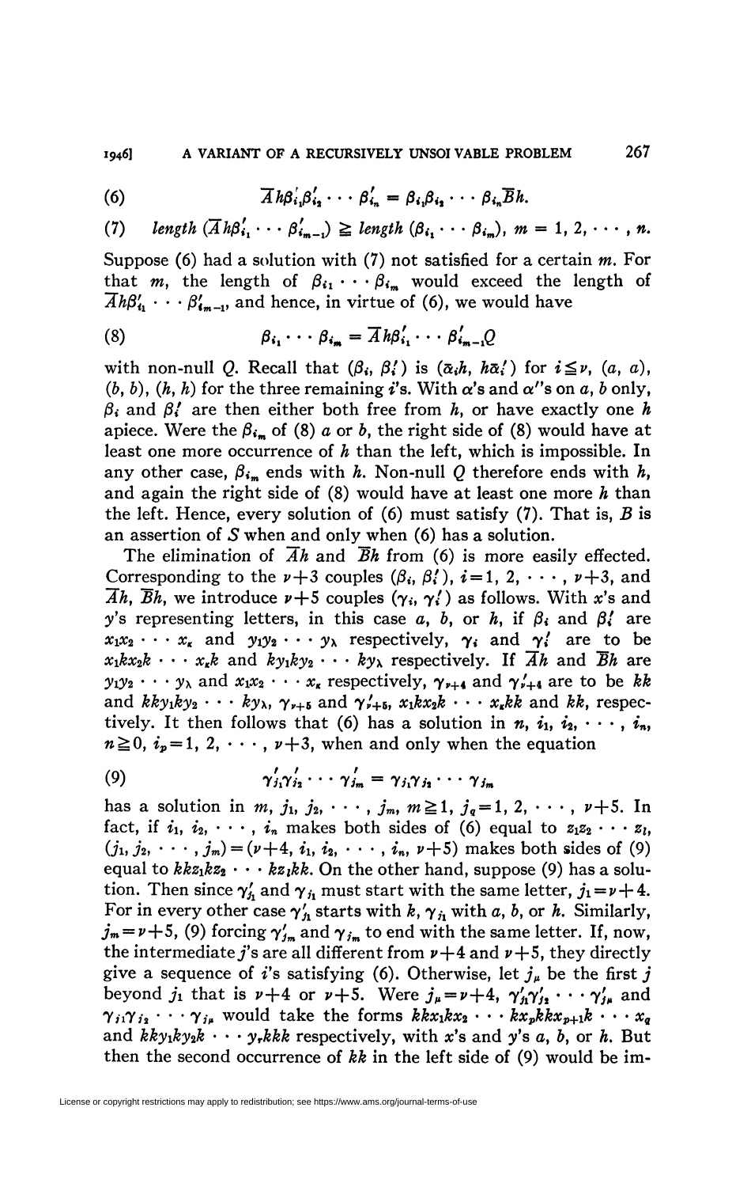$$\bar{A}h\beta'_{i_1}\beta'_{i_2}\cdots\beta'_{i_n} = \beta_{i_1}\beta_{i_2}\cdots\beta_{i_n}\bar{B}h. \tag{6}$$

(7) *length* $(\bar{A}h\beta'_{i_1}\cdots\beta'_{i_{m-1}}) \geqq$ *length* $(\beta_{i_1}\cdots\beta_{i_m})$, $m = 1, 2, \cdots, n$.

Suppose (6) had a solution with (7) not satisfied for a certain $m$. For that $m$, the length of $\beta_{i_1}\cdots\beta_{i_m}$ would exceed the length of $\bar{A}h\beta'_{i_1}\cdots\beta'_{i_{m-1}}$, and hence, in virtue of (6), we would have

$$\beta_{i_1}\cdots\beta_{i_m} = \bar{A}h\beta'_{i_1}\cdots\beta'_{i_{m-1}}Q \tag{8}$$

with non-null $Q$. Recall that $(\beta_i, \beta'_i)$ is $(\bar{\alpha}_i h, h\bar{\alpha}'_i)$ for $i \leqq \nu$, $(a, a)$, $(b, b)$, $(h, h)$ for the three remaining $i$'s. With $\alpha$'s and $\alpha'$'s on $a$, $b$ only, $\beta_i$ and $\beta'_i$ are then either both free from $h$, or have exactly one $h$ apiece. Were the $\beta_{i_m}$ of (8) $a$ or $b$, the right side of (8) would have at least one more occurrence of $h$ than the left, which is impossible. In any other case, $\beta_{i_m}$ ends with $h$. Non-null $Q$ therefore ends with $h$, and again the right side of (8) would have at least one more $h$ than the left. Hence, every solution of (6) must satisfy (7). That is, $B$ is an assertion of $S$ when and only when (6) has a solution.

The elimination of $\bar{A}h$ and $\bar{B}h$ from (6) is more easily effected. Corresponding to the $\nu+3$ couples $(\beta_i, \beta'_i)$, $i=1, 2, \cdots, \nu+3$, and $\bar{A}h$, $\bar{B}h$, we introduce $\nu+5$ couples $(\gamma_i, \gamma'_i)$ as follows. With $x$'s and $y$'s representing letters, in this case $a$, $b$, or $h$, if $\beta_i$ and $\beta'_i$ are $x_1x_2\cdots x_\kappa$ and $y_1y_2\cdots y_\lambda$ respectively, $\gamma_i$ and $\gamma'_i$ are to be $x_1kx_2k\cdots x_\kappa k$ and $ky_1ky_2\cdots ky_\lambda$ respectively. If $\bar{A}h$ and $\bar{B}h$ are $y_1y_2\cdots y_\lambda$ and $x_1x_2\cdots x_\kappa$ respectively, $\gamma_{\nu+4}$ and $\gamma'_{\nu+4}$ are to be $kk$ and $kky_1ky_2\cdots ky_\lambda$, $\gamma_{\nu+5}$ and $\gamma'_{\nu+5}$, $x_1kx_2k\cdots x_\kappa kk$ and $kk$, respectively. It then follows that (6) has a solution in $n, i_1, i_2, \cdots, i_n$, $n \geqq 0$, $i_p = 1, 2, \cdots, \nu+3$, when and only when the equation

$$\gamma'_{j_1}\gamma'_{j_2}\cdots\gamma'_{j_m} = \gamma_{j_1}\gamma_{j_2}\cdots\gamma_{j_m} \tag{9}$$

has a solution in $m, j_1, j_2, \cdots, j_m$, $m \geqq 1$, $j_q = 1, 2, \cdots, \nu+5$. In fact, if $i_1, i_2, \cdots, i_n$ makes both sides of (6) equal to $z_1z_2\cdots z_l$, $(j_1, j_2, \cdots, j_m) = (\nu+4, i_1, i_2, \cdots, i_n, \nu+5)$ makes both sides of (9) equal to $kkz_1kz_2\cdots kz_lkk$. On the other hand, suppose (9) has a solution. Then since $\gamma'_{j_1}$ and $\gamma_{j_1}$ must start with the same letter, $j_1 = \nu+4$. For in every other case $\gamma'_{j_1}$ starts with $k$, $\gamma_{j_1}$ with $a$, $b$, or $h$. Similarly, $j_m = \nu+5$, (9) forcing $\gamma'_{j_m}$ and $\gamma_{j_m}$ to end with the same letter. If, now, the intermediate $j$'s are all different from $\nu+4$ and $\nu+5$, they directly give a sequence of $i$'s satisfying (6). Otherwise, let $j_\mu$ be the first $j$ beyond $j_1$ that is $\nu+4$ or $\nu+5$. Were $j_\mu = \nu+4$, $\gamma'_{j_1}\gamma'_{j_2}\cdots\gamma'_{j_\mu}$ and $\gamma_{j_1}\gamma_{j_2}\cdots\gamma_{j_\mu}$ would take the forms $kkx_1kx_2\cdots kx_pkkx_{p+1}k\cdots x_q$ and $kky_1ky_2k\cdots y_rkkk$ respectively, with $x$'s and $y$'s $a$, $b$, or $h$. But then the second occurrence of $kk$ in the left side of (9) would be im-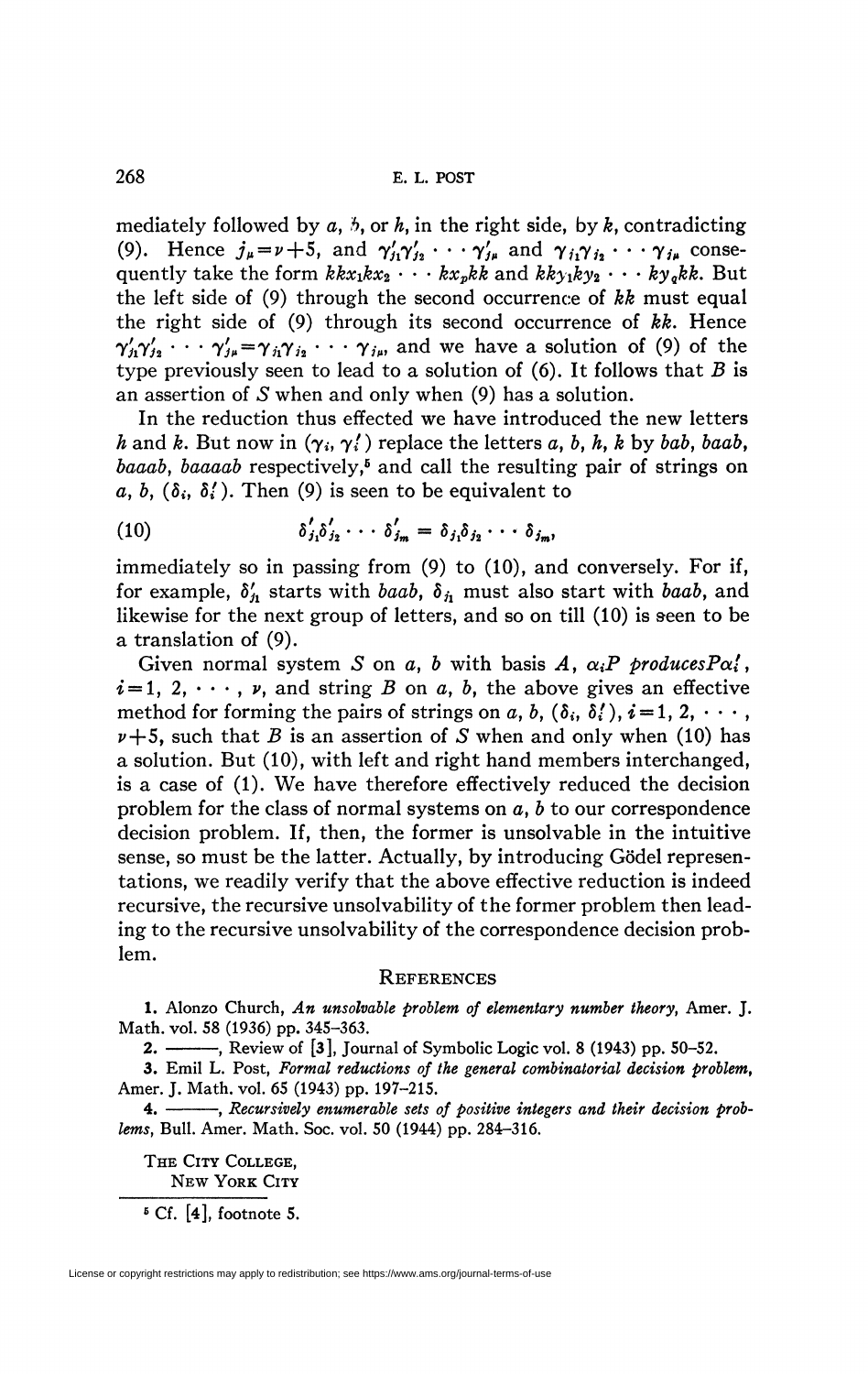mediately followed by $a$, $b$, or $h$, in the right side, by $k$, contradicting (9). Hence $j_\mu = \nu + 5$, and $\gamma'_{j_1}\gamma'_{j_2} \cdots \gamma'_{j_\mu}$ and $\gamma_{j_1}\gamma_{j_2} \cdots \gamma_{j_\mu}$ consequently take the form $kkx_1kx_2 \cdots kx_pkk$ and $kky_1ky_2 \cdots ky_qkk$. But the left side of (9) through the second occurrence of $kk$ must equal the right side of (9) through its second occurrence of $kk$. Hence $\gamma'_{j_1}\gamma'_{j_2} \cdots \gamma'_{j_\mu} = \gamma_{j_1}\gamma_{j_2} \cdots \gamma_{j_\mu}$, and we have a solution of (9) of the type previously seen to lead to a solution of (6). It follows that $B$ is an assertion of $S$ when and only when (9) has a solution.

In the reduction thus effected we have introduced the new letters $h$ and $k$. But now in $(\gamma_i, \gamma'_i)$ replace the letters $a$, $b$, $h$, $k$ by *bab*, *baab*, *baaab*, *baaaab* respectively,[5] and call the resulting pair of strings on $a$, $b$, $(\delta_i, \delta'_i)$. Then (9) is seen to be equivalent to

$$\delta'_{j_1}\delta'_{j_2} \cdots \delta'_{j_m} = \delta_{j_1}\delta_{j_2} \cdots \delta_{j_m}, \tag{10}$$

immediately so in passing from (9) to (10), and conversely. For if, for example, $\delta'_{j_1}$ starts with *baab*, $\delta_{j_1}$ must also start with *baab*, and likewise for the next group of letters, and so on till (10) is seen to be a translation of (9).

Given normal system $S$ on $a$, $b$ with basis $A$, $\alpha_i P$ *produces* $P\alpha'_i$, $i = 1, 2, \cdots, \nu$, and string $B$ on $a$, $b$, the above gives an effective method for forming the pairs of strings on $a$, $b$, $(\delta_i, \delta'_i)$, $i = 1, 2, \cdots, \nu + 5$, such that $B$ is an assertion of $S$ when and only when (10) has a solution. But (10), with left and right hand members interchanged, is a case of (1). We have therefore effectively reduced the decision problem for the class of normal systems on $a$, $b$ to our correspondence decision problem. If, then, the former is unsolvable in the intuitive sense, so must be the latter. Actually, by introducing Gödel representations, we readily verify that the above effective reduction is indeed recursive, the recursive unsolvability of the former problem then leading to the recursive unsolvability of the correspondence decision problem.

## References

1. Alonzo Church, *An unsolvable problem of elementary number theory*, Amer. J. Math. vol. 58 (1936) pp. 345–363.
2. ———, Review of [3], Journal of Symbolic Logic vol. 8 (1943) pp. 50–52.
3. Emil L. Post, *Formal reductions of the general combinatorial decision problem*, Amer. J. Math. vol. 65 (1943) pp. 197–215.
4. ———, *Recursively enumerable sets of positive integers and their decision problems*, Bull. Amer. Math. Soc. vol. 50 (1944) pp. 284–316.

The City College,
New York City

[5] Cf. [4], footnote 5.